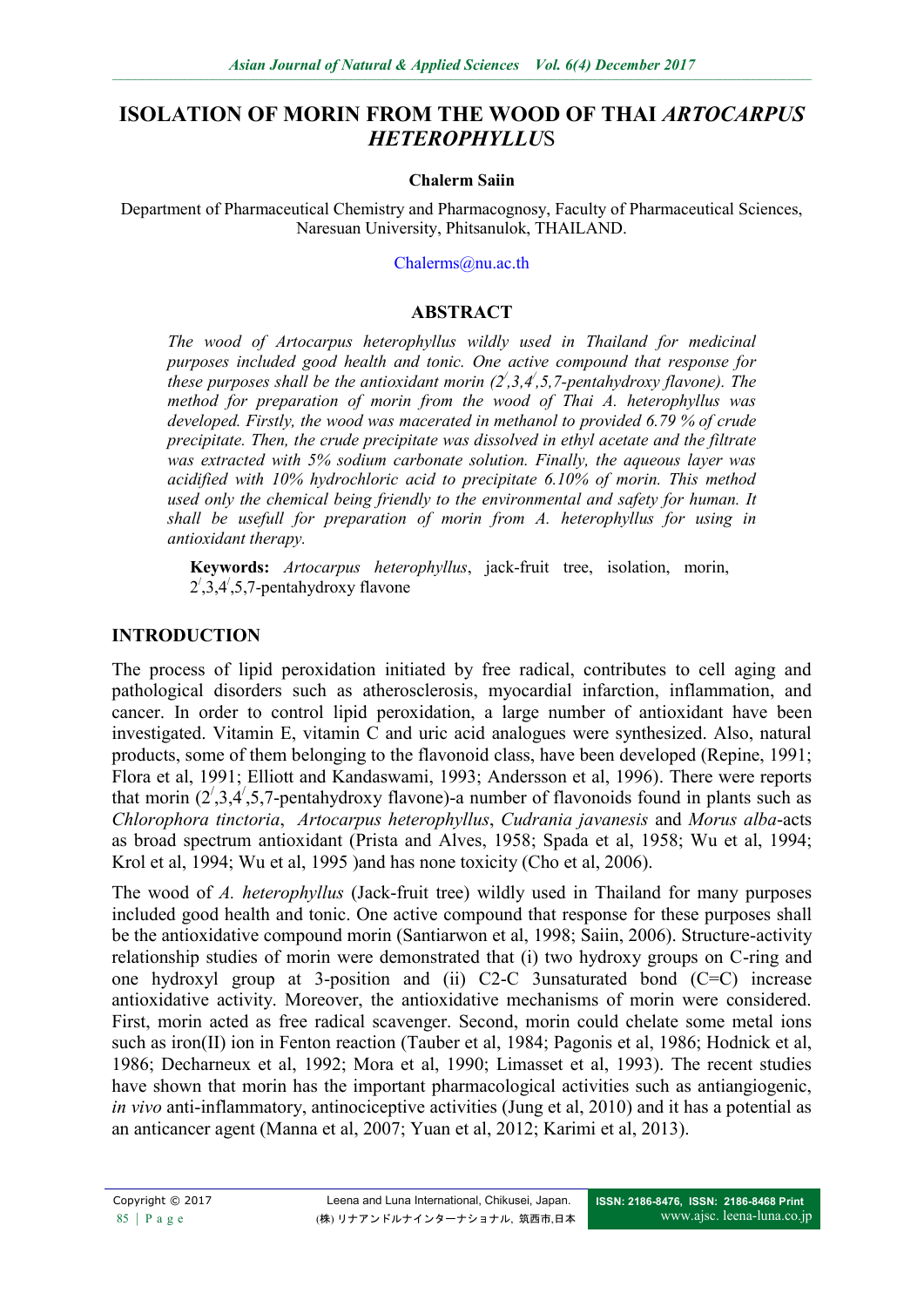# ISOLATION OF MORIN FROM THE WOOD OF THAI *ARTOCARPUS HETEROPHYLLUS*

**Chalerm Saiin**

Department of Pharmaceutical Chemistry and Pharmacognosy, Faculty of Pharmaceutical Sciences, Naresuan University, Phitsanulok, THAILAND.

Chalerms@nu.ac.th

## ABSTRACT

*The wood of Artocarpus heterophyllus wildly used in Thailand for medicinal purposes included good health and tonic. One active compound that response for these purposes shall be the antioxidant morin (2′,3,4′,5,7-pentahydroxy flavone). The method for preparation of morin from the wood of Thai A. heterophyllus was developed. Firstly, the wood was macerated in methanol to provided 6.79 % of crude precipitate. Then, the crude precipitate was dissolved in ethyl acetate and the filtrate was extracted with 5% sodium carbonate solution. Finally, the aqueous layer was acidified with 10% hydrochloric acid to precipitate 6.10% of morin. This method used only the chemical being friendly to the environmental and safety for human. It shall be usefull for preparation of morin from A. heterophyllus for using in antioxidant therapy.*

**Keywords:** *Artocarpus heterophyllus*, jack-fruit tree, isolation, morin, 2′,3,4′,5,7-pentahydroxy flavone

## INTRODUCTION

The process of lipid peroxidation initiated by free radical, contributes to cell aging and pathological disorders such as atherosclerosis, myocardial infarction, inflammation, and cancer. In order to control lipid peroxidation, a large number of antioxidant have been investigated. Vitamin E, vitamin C and uric acid analogues were synthesized. Also, natural products, some of them belonging to the flavonoid class, have been developed (Repine, 1991; Flora et al, 1991; Elliott and Kandaswami, 1993; Andersson et al, 1996). There were reports that morin (2′,3,4′,5,7-pentahydroxy flavone)-a number of flavonoids found in plants such as *Chlorophora tinctoria*, *Artocarpus heterophyllus*, *Cudrania javanesis* and *Morus alba*-acts as broad spectrum antioxidant (Prista and Alves, 1958; Spada et al, 1958; Wu et al, 1994; Krol et al, 1994; Wu et al, 1995 )and has none toxicity (Cho et al, 2006).

The wood of *A. heterophyllus* (Jack-fruit tree) wildly used in Thailand for many purposes included good health and tonic. One active compound that response for these purposes shall be the antioxidative compound morin (Santiarwon et al, 1998; Saiin, 2006). Structure-activity relationship studies of morin were demonstrated that (i) two hydroxy groups on C-ring and one hydroxyl group at 3-position and (ii) C2-C 3unsaturated bond (C=C) increase antioxidative activity. Moreover, the antioxidative mechanisms of morin were considered. First, morin acted as free radical scavenger. Second, morin could chelate some metal ions such as iron(II) ion in Fenton reaction (Tauber et al, 1984; Pagonis et al, 1986; Hodnick et al, 1986; Decharneux et al, 1992; Mora et al, 1990; Limasset et al, 1993). The recent studies have shown that morin has the important pharmacological activities such as antiangiogenic, *in vivo* anti-inflammatory, antinociceptive activities (Jung et al, 2010) and it has a potential as an anticancer agent (Manna et al, 2007; Yuan et al, 2012; Karimi et al, 2013).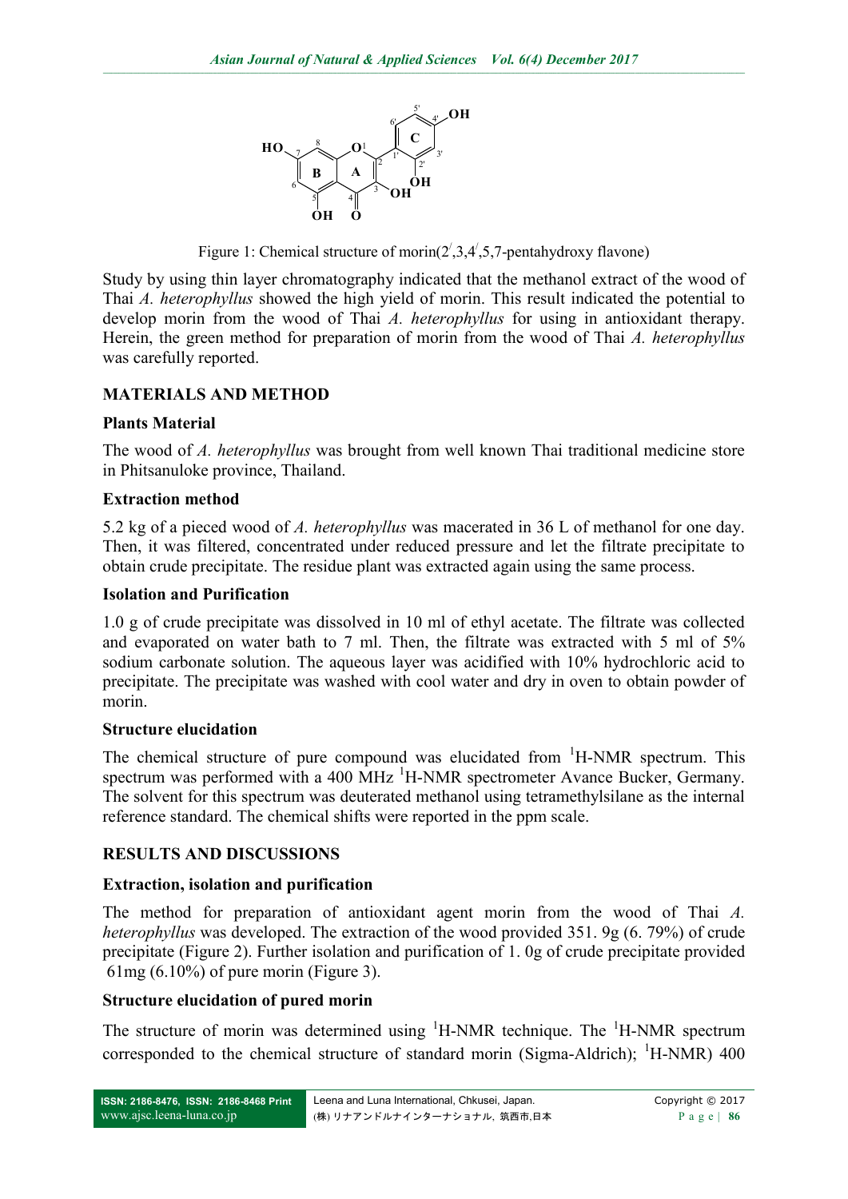Figure 1: Chemical structure of morin($2'$,3,$4'$,5,7-pentahydroxy flavone)

Study by using thin layer chromatography indicated that the methanol extract of the wood of Thai *A. heterophyllus* showed the high yield of morin. This result indicated the potential to develop morin from the wood of Thai *A. heterophyllus* for using in antioxidant therapy. Herein, the green method for preparation of morin from the wood of Thai *A. heterophyllus* was carefully reported.

## MATERIALS AND METHOD

### Plants Material

The wood of *A. heterophyllus* was brought from well known Thai traditional medicine store in Phitsanuloke province, Thailand.

### Extraction method

5.2 kg of a pieced wood of *A. heterophyllus* was macerated in 36 L of methanol for one day. Then, it was filtered, concentrated under reduced pressure and let the filtrate precipitate to obtain crude precipitate. The residue plant was extracted again using the same process.

### Isolation and Purification

1.0 g of crude precipitate was dissolved in 10 ml of ethyl acetate. The filtrate was collected and evaporated on water bath to 7 ml. Then, the filtrate was extracted with 5 ml of 5% sodium carbonate solution. The aqueous layer was acidified with 10% hydrochloric acid to precipitate. The precipitate was washed with cool water and dry in oven to obtain powder of morin.

### Structure elucidation

The chemical structure of pure compound was elucidated from $^{1}$H-NMR spectrum. This spectrum was performed with a 400 MHz $^{1}$H-NMR spectrometer Avance Bucker, Germany. The solvent for this spectrum was deuterated methanol using tetramethylsilane as the internal reference standard. The chemical shifts were reported in the ppm scale.

## RESULTS AND DISCUSSIONS

### Extraction, isolation and purification

The method for preparation of antioxidant agent morin from the wood of Thai *A. heterophyllus* was developed. The extraction of the wood provided 351. 9g (6. 79%) of crude precipitate (Figure 2). Further isolation and purification of 1. 0g of crude precipitate provided 61mg (6.10%) of pure morin (Figure 3).

### Structure elucidation of pured morin

The structure of morin was determined using $^{1}$H-NMR technique. The $^{1}$H-NMR spectrum corresponded to the chemical structure of standard morin (Sigma-Aldrich); $^{1}$H-NMR) 400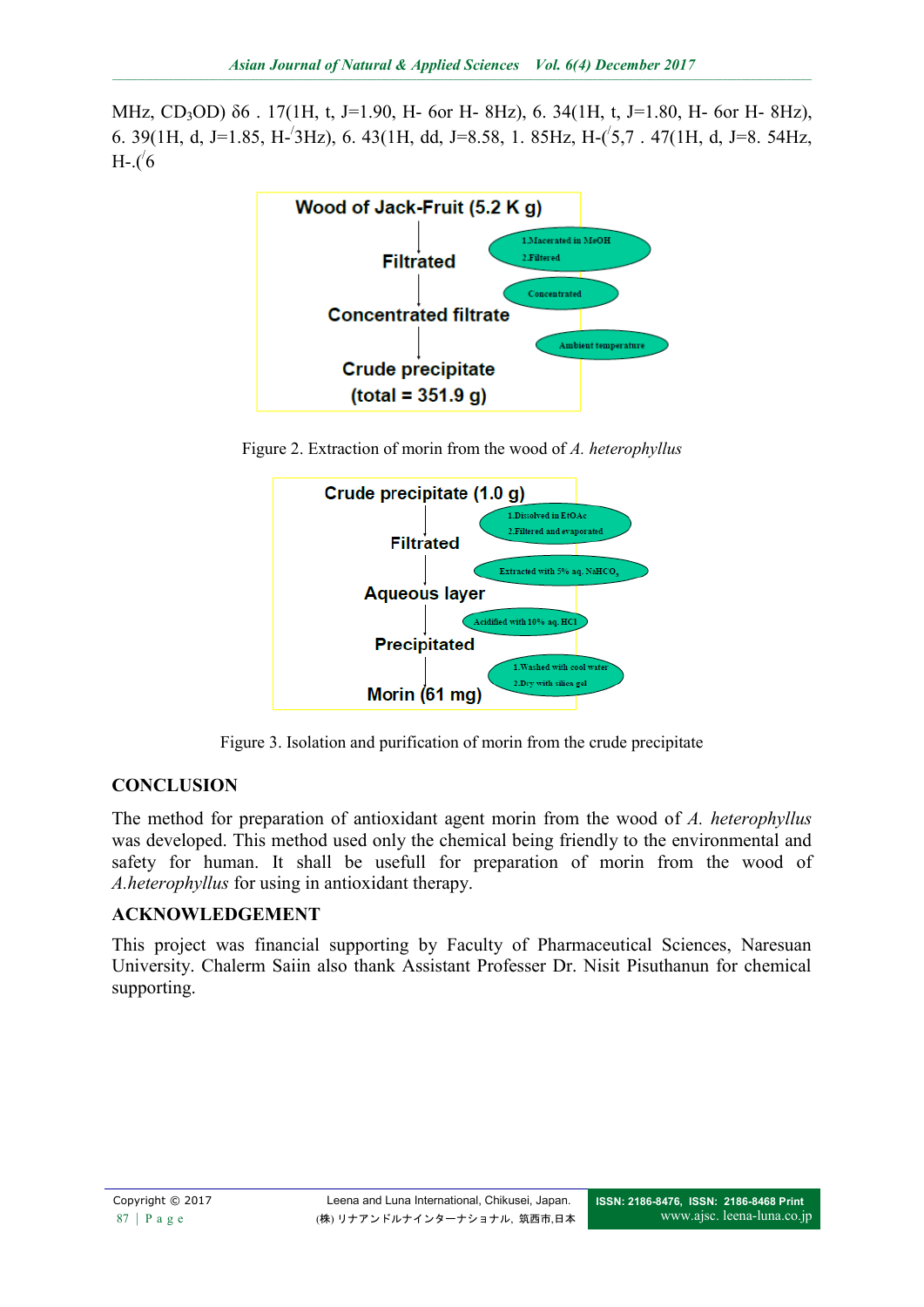MHz, $CD_3OD$) δ6 . 17(1H, t, J=1.90, H- 6or H- 8Hz), 6. 34(1H, t, J=1.80, H- 6or H- 8Hz), 6. 39(1H, d, J=1.85, H-/3Hz), 6. 43(1H, dd, J=8.58, 1. 85Hz, H-(/5,7 . 47(1H, d, J=8. 54Hz, H-.(/6

Wood of Jack-Fruit (5.2 K g)

1.Macerated in MeOH
2.Filtered

Filtrated

Concentrated

Concentrated filtrate

Ambient temperature

Crude precipitate
(total = 351.9 g)

Figure 2. Extraction of morin from the wood of *A. heterophyllus*

Crude precipitate (1.0 g)

1.Dissolved in EtOAc
2.Filtered and evaporated

Filtrated

Extracted with 5% aq. $NaHCO_3$

Aqueous layer

Acidified with 10% aq. HCl

Precipitated

1.Washed with cool water
2.Dry with silica gel

Morin (61 mg)

Figure 3. Isolation and purification of morin from the crude precipitate

## CONCLUSION

The method for preparation of antioxidant agent morin from the wood of *A. heterophyllus* was developed. This method used only the chemical being friendly to the environmental and safety for human. It shall be usefull for preparation of morin from the wood of *A.heterophyllus* for using in antioxidant therapy.

## ACKNOWLEDGEMENT

This project was financial supporting by Faculty of Pharmaceutical Sciences, Naresuan University. Chalerm Saiin also thank Assistant Professer Dr. Nisit Pisuthanun for chemical supporting.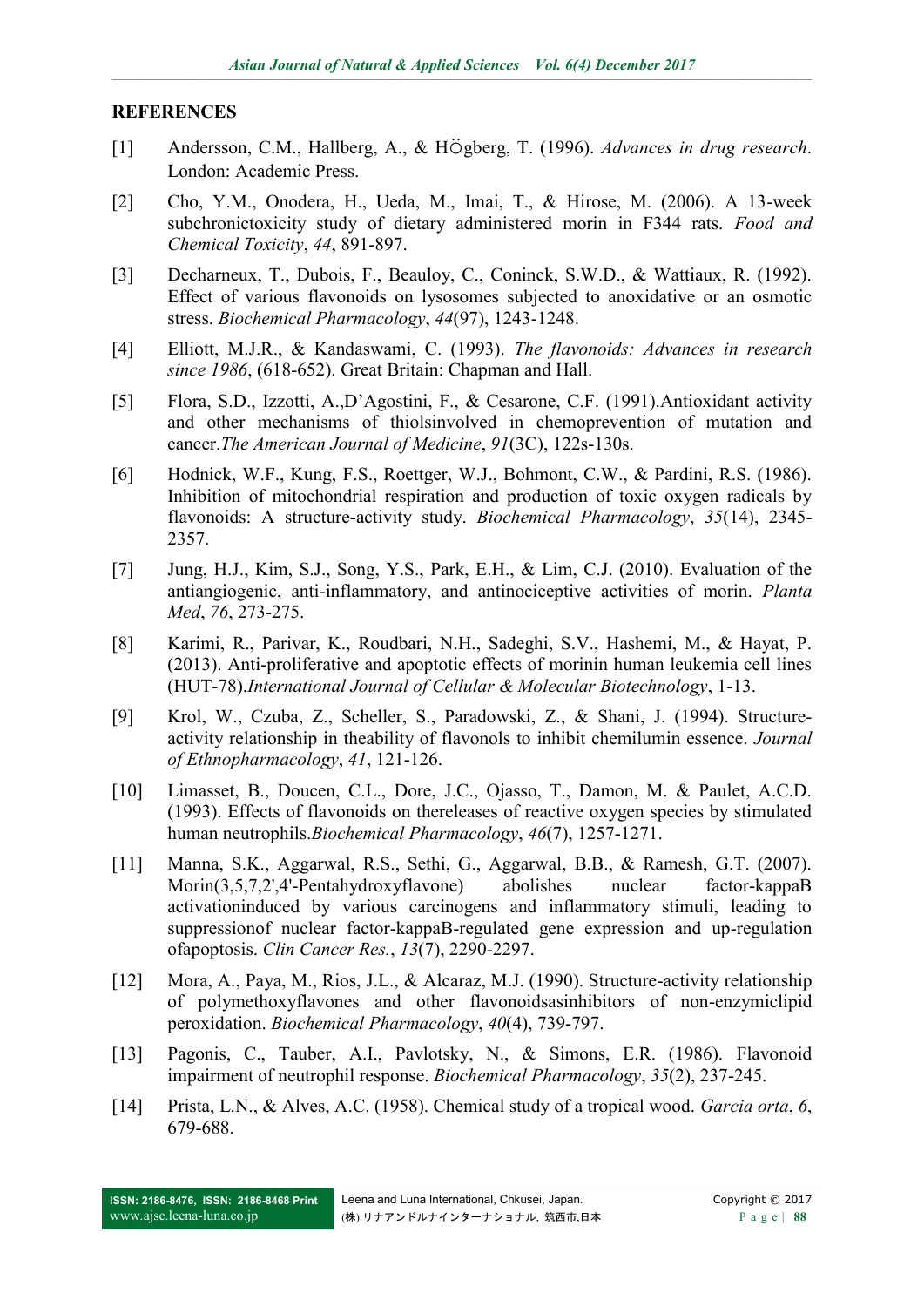## REFERENCES

[1] Andersson, C.M., Hallberg, A., & HÖgberg, T. (1996). *Advances in drug research*. London: Academic Press.

[2] Cho, Y.M., Onodera, H., Ueda, M., Imai, T., & Hirose, M. (2006). A 13-week subchronictoxicity study of dietary administered morin in F344 rats. *Food and Chemical Toxicity*, *44*, 891-897.

[3] Decharneux, T., Dubois, F., Beauloy, C., Coninck, S.W.D., & Wattiaux, R. (1992). Effect of various flavonoids on lysosomes subjected to anoxidative or an osmotic stress. *Biochemical Pharmacology*, *44*(97), 1243-1248.

[4] Elliott, M.J.R., & Kandaswami, C. (1993). *The flavonoids: Advances in research since 1986*, (618-652). Great Britain: Chapman and Hall.

[5] Flora, S.D., Izzotti, A.,D'Agostini, F., & Cesarone, C.F. (1991).Antioxidant activity and other mechanisms of thiolsinvolved in chemoprevention of mutation and cancer.*The American Journal of Medicine*, *91*(3C), 122s-130s.

[6] Hodnick, W.F., Kung, F.S., Roettger, W.J., Bohmont, C.W., & Pardini, R.S. (1986). Inhibition of mitochondrial respiration and production of toxic oxygen radicals by flavonoids: A structure-activity study. *Biochemical Pharmacology*, *35*(14), 2345-2357.

[7] Jung, H.J., Kim, S.J., Song, Y.S., Park, E.H., & Lim, C.J. (2010). Evaluation of the antiangiogenic, anti-inflammatory, and antinociceptive activities of morin. *Planta Med*, *76*, 273-275.

[8] Karimi, R., Parivar, K., Roudbari, N.H., Sadeghi, S.V., Hashemi, M., & Hayat, P. (2013). Anti-proliferative and apoptotic effects of morinin human leukemia cell lines (HUT-78).*International Journal of Cellular & Molecular Biotechnology*, 1-13.

[9] Krol, W., Czuba, Z., Scheller, S., Paradowski, Z., & Shani, J. (1994). Structure-activity relationship in theability of flavonols to inhibit chemilumin essence. *Journal of Ethnopharmacology*, *41*, 121-126.

[10] Limasset, B., Doucen, C.L., Dore, J.C., Ojasso, T., Damon, M. & Paulet, A.C.D. (1993). Effects of flavonoids on thereleases of reactive oxygen species by stimulated human neutrophils.*Biochemical Pharmacology*, *46*(7), 1257-1271.

[11] Manna, S.K., Aggarwal, R.S., Sethi, G., Aggarwal, B.B., & Ramesh, G.T. (2007). Morin(3,5,7,2',4'-Pentahydroxyflavone) abolishes nuclear factor-kappaB activationinduced by various carcinogens and inflammatory stimuli, leading to suppressionof nuclear factor-kappaB-regulated gene expression and up-regulation ofapoptosis. *Clin Cancer Res.*, *13*(7), 2290-2297.

[12] Mora, A., Paya, M., Rios, J.L., & Alcaraz, M.J. (1990). Structure-activity relationship of polymethoxyflavones and other flavonoidsasinhibitors of non-enzymiclipid peroxidation. *Biochemical Pharmacology*, *40*(4), 739-797.

[13] Pagonis, C., Tauber, A.I., Pavlotsky, N., & Simons, E.R. (1986). Flavonoid impairment of neutrophil response. *Biochemical Pharmacology*, *35*(2), 237-245.

[14] Prista, L.N., & Alves, A.C. (1958). Chemical study of a tropical wood. *Garcia orta*, *6*, 679-688.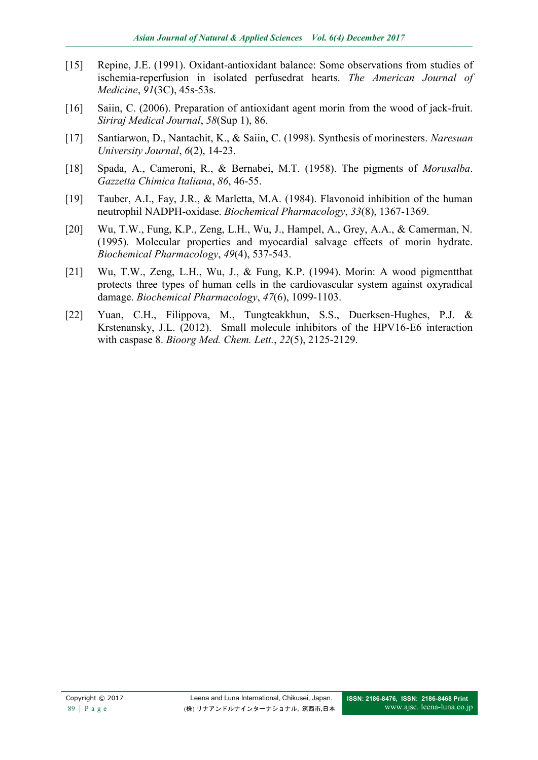[15] Repine, J.E. (1991). Oxidant-antioxidant balance: Some observations from studies of ischemia-reperfusion in isolated perfusedrat hearts. *The American Journal of Medicine*, *91*(3C), 45s-53s.

[16] Saiin, C. (2006). Preparation of antioxidant agent morin from the wood of jack-fruit. *Siriraj Medical Journal*, *58*(Sup 1), 86.

[17] Santiarwon, D., Nantachit, K., & Saiin, C. (1998). Synthesis of morinesters. *Naresuan University Journal*, *6*(2), 14-23.

[18] Spada, A., Cameroni, R., & Bernabei, M.T. (1958). The pigments of *Morusalba*. *Gazzetta Chimica Italiana*, *86*, 46-55.

[19] Tauber, A.I., Fay, J.R., & Marletta, M.A. (1984). Flavonoid inhibition of the human neutrophil NADPH-oxidase. *Biochemical Pharmacology*, *33*(8), 1367-1369.

[20] Wu, T.W., Fung, K.P., Zeng, L.H., Wu, J., Hampel, A., Grey, A.A., & Camerman, N. (1995). Molecular properties and myocardial salvage effects of morin hydrate. *Biochemical Pharmacology*, *49*(4), 537-543.

[21] Wu, T.W., Zeng, L.H., Wu, J., & Fung, K.P. (1994). Morin: A wood pigmentthat protects three types of human cells in the cardiovascular system against oxyradical damage. *Biochemical Pharmacology*, *47*(6), 1099-1103.

[22] Yuan, C.H., Filippova, M., Tungteakkhun, S.S., Duerksen-Hughes, P.J. & Krstenansky, J.L. (2012). Small molecule inhibitors of the HPV16-E6 interaction with caspase 8. *Bioorg Med. Chem. Lett.*, *22*(5), 2125-2129.